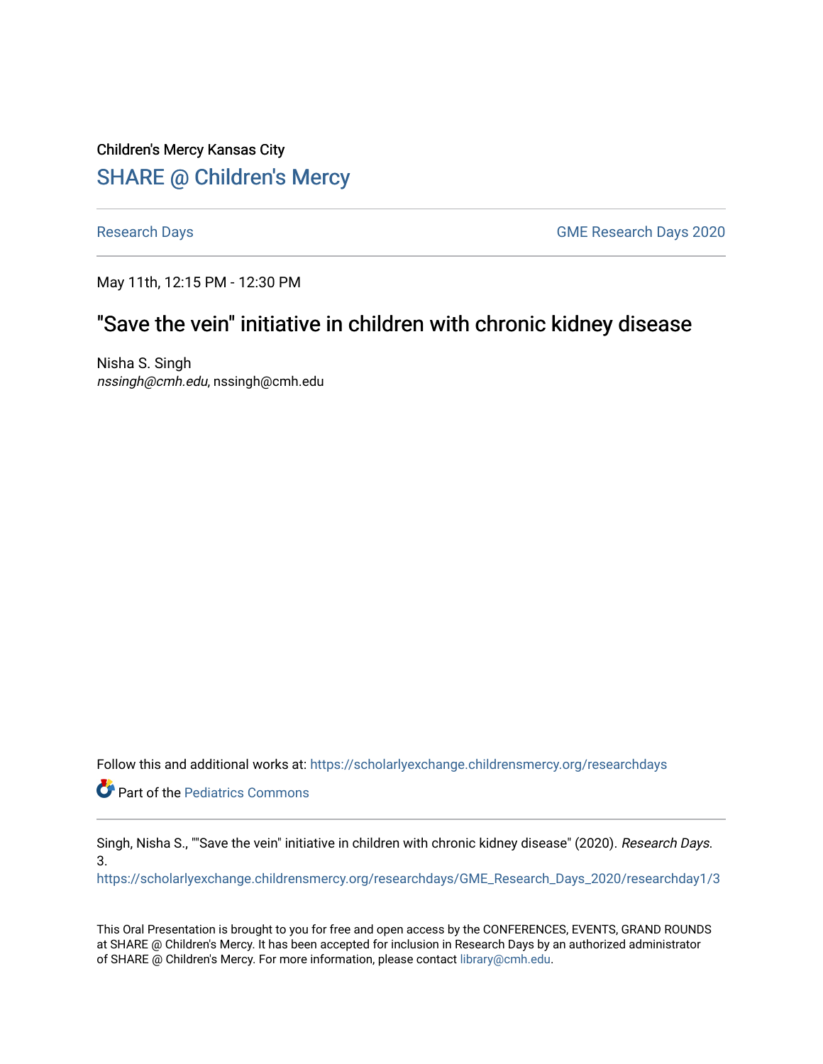Children's Mercy Kansas City

## SHARE @ Children's Mercy

Research Days | GME Research Days 2020

May 11th, 12:15 PM - 12:30 PM

# "Save the vein" initiative in children with chronic kidney disease

Nisha S. Singh
*nssingh@cmh.edu*, nssingh@cmh.edu

Follow this and additional works at: https://scholarlyexchange.childrensmercy.org/researchdays

Part of the Pediatrics Commons

Singh, Nisha S., ""Save the vein" initiative in children with chronic kidney disease" (2020). *Research Days*. 3.
https://scholarlyexchange.childrensmercy.org/researchdays/GME_Research_Days_2020/researchday1/3

This Oral Presentation is brought to you for free and open access by the CONFERENCES, EVENTS, GRAND ROUNDS at SHARE @ Children's Mercy. It has been accepted for inclusion in Research Days by an authorized administrator of SHARE @ Children's Mercy. For more information, please contact library@cmh.edu.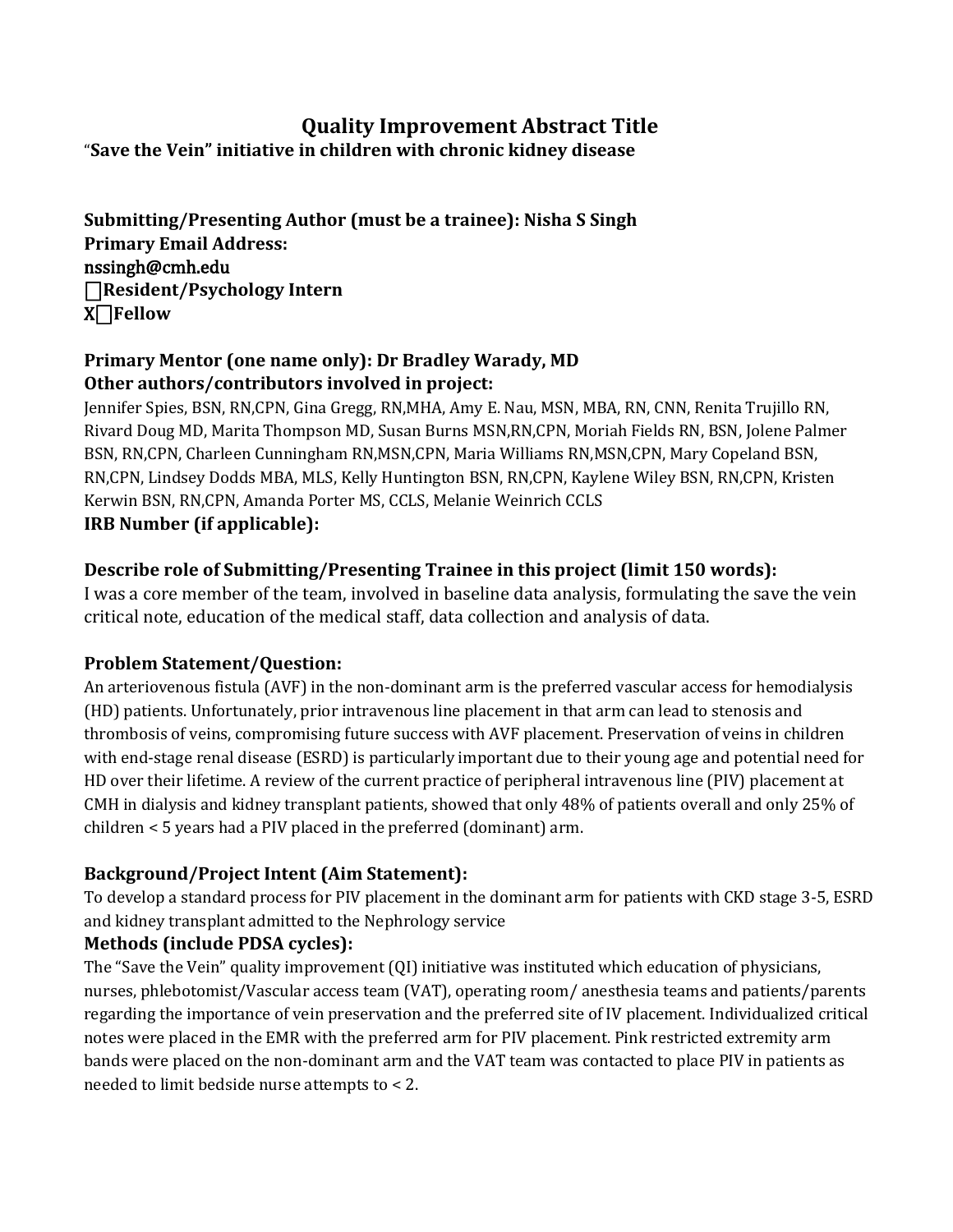# Quality Improvement Abstract Title

"**Save the Vein" initiative in children with chronic kidney disease**

**Submitting/Presenting Author (must be a trainee): Nisha S Singh**
**Primary Email Address:**
nssingh@cmh.edu
☐**Resident/Psychology Intern**
X☐**Fellow**

**Primary Mentor (one name only): Dr Bradley Warady, MD**
**Other authors/contributors involved in project:**
Jennifer Spies, BSN, RN,CPN, Gina Gregg, RN,MHA, Amy E. Nau, MSN, MBA, RN, CNN, Renita Trujillo RN, Rivard Doug MD, Marita Thompson MD, Susan Burns MSN,RN,CPN, Moriah Fields RN, BSN, Jolene Palmer BSN, RN,CPN, Charleen Cunningham RN,MSN,CPN, Maria Williams RN,MSN,CPN, Mary Copeland BSN, RN,CPN, Lindsey Dodds MBA, MLS, Kelly Huntington BSN, RN,CPN, Kaylene Wiley BSN, RN,CPN, Kristen Kerwin BSN, RN,CPN, Amanda Porter MS, CCLS, Melanie Weinrich CCLS
**IRB Number (if applicable):**

### Describe role of Submitting/Presenting Trainee in this project (limit 150 words):

I was a core member of the team, involved in baseline data analysis, formulating the save the vein critical note, education of the medical staff, data collection and analysis of data.

### Problem Statement/Question:

An arteriovenous fistula (AVF) in the non-dominant arm is the preferred vascular access for hemodialysis (HD) patients. Unfortunately, prior intravenous line placement in that arm can lead to stenosis and thrombosis of veins, compromising future success with AVF placement. Preservation of veins in children with end-stage renal disease (ESRD) is particularly important due to their young age and potential need for HD over their lifetime. A review of the current practice of peripheral intravenous line (PIV) placement at CMH in dialysis and kidney transplant patients, showed that only 48% of patients overall and only 25% of children < 5 years had a PIV placed in the preferred (dominant) arm.

### Background/Project Intent (Aim Statement):

To develop a standard process for PIV placement in the dominant arm for patients with CKD stage 3-5, ESRD and kidney transplant admitted to the Nephrology service

### Methods (include PDSA cycles):

The "Save the Vein" quality improvement (QI) initiative was instituted which education of physicians, nurses, phlebotomist/Vascular access team (VAT), operating room/ anesthesia teams and patients/parents regarding the importance of vein preservation and the preferred site of IV placement. Individualized critical notes were placed in the EMR with the preferred arm for PIV placement. Pink restricted extremity arm bands were placed on the non-dominant arm and the VAT team was contacted to place PIV in patients as needed to limit bedside nurse attempts to < 2.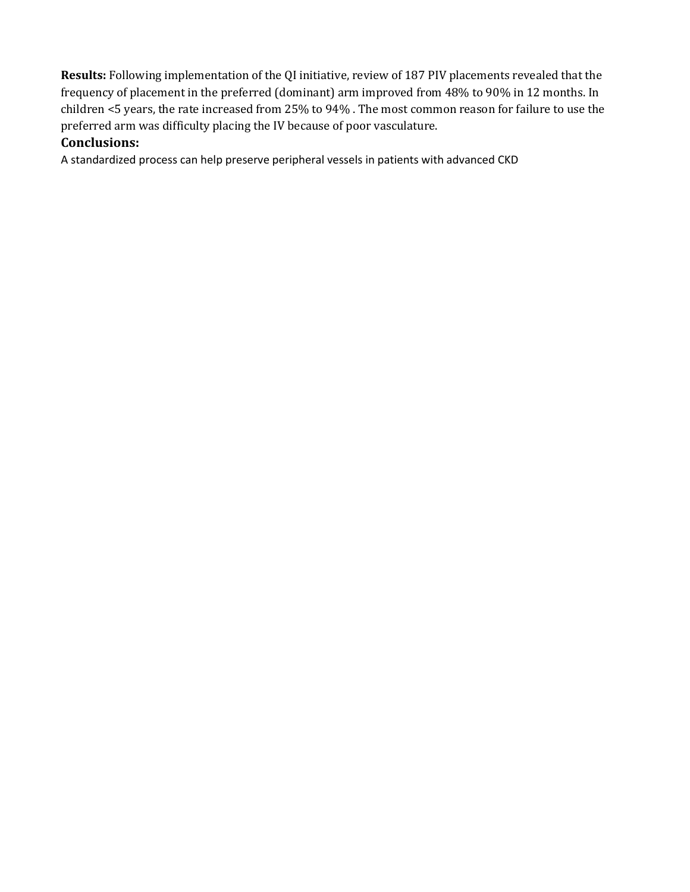**Results:** Following implementation of the QI initiative, review of 187 PIV placements revealed that the frequency of placement in the preferred (dominant) arm improved from 48% to 90% in 12 months. In children <5 years, the rate increased from 25% to 94% . The most common reason for failure to use the preferred arm was difficulty placing the IV because of poor vasculature.

**Conclusions:**

A standardized process can help preserve peripheral vessels in patients with advanced CKD